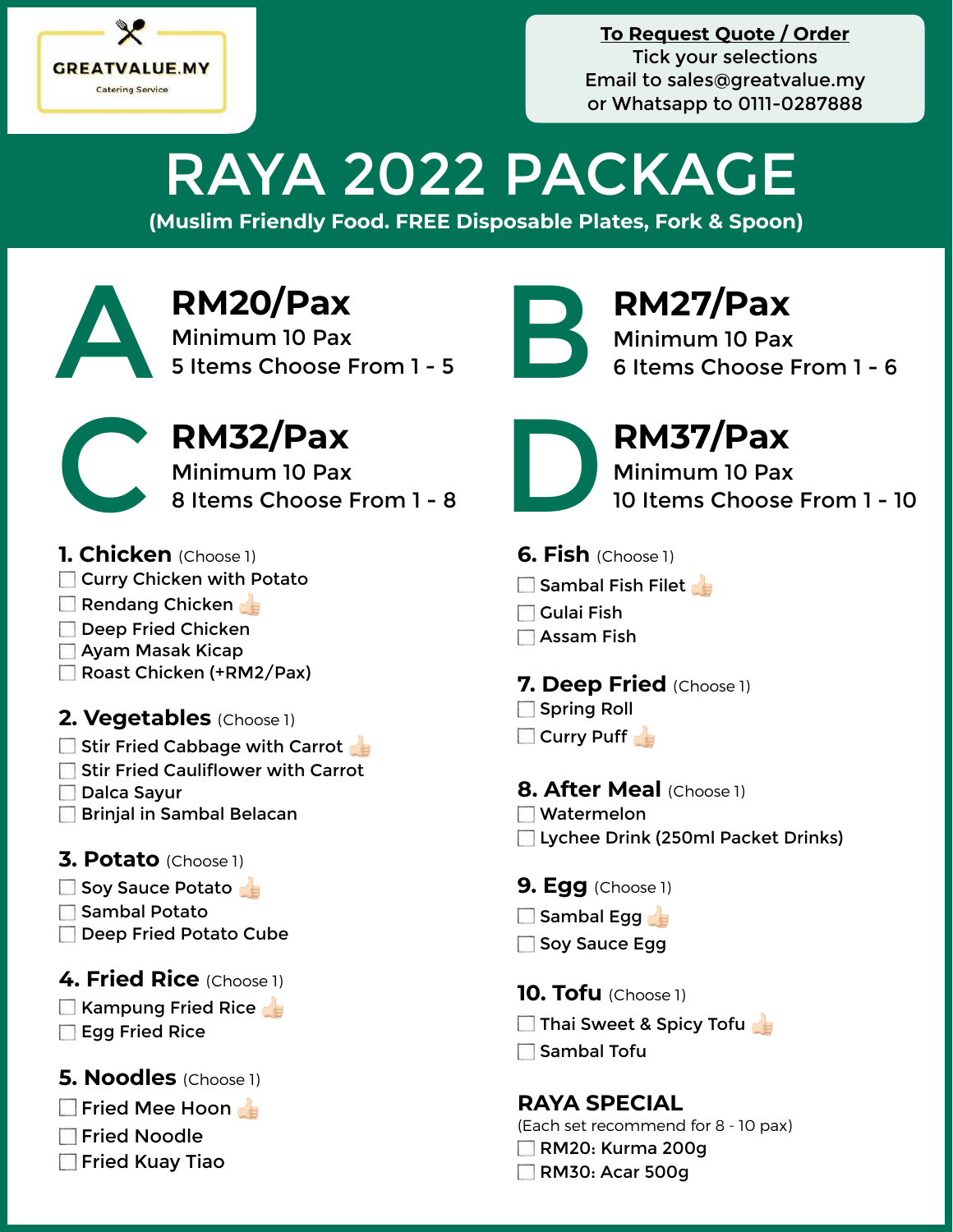GREATVALUE.MY
Catering Service

**To Request Quote / Order**
Tick your selections
Email to sales@greatvalue.my
or Whatsapp to 0111-0287888

# RAYA 2022 PACKAGE

**(Muslim Friendly Food. FREE Disposable Plates, Fork & Spoon)**

## A
**RM20/Pax**
Minimum 10 Pax
5 Items Choose From 1 - 5

## B
**RM27/Pax**
Minimum 10 Pax
6 Items Choose From 1 - 6

## C
**RM32/Pax**
Minimum 10 Pax
8 Items Choose From 1 - 8

## D
**RM37/Pax**
Minimum 10 Pax
10 Items Choose From 1 - 10

### 1. Chicken (Choose 1)
- ☐ Curry Chicken with Potato
- ☐ Rendang Chicken 👍
- ☐ Deep Fried Chicken
- ☐ Ayam Masak Kicap
- ☐ Roast Chicken (+RM2/Pax)

### 2. Vegetables (Choose 1)
- ☐ Stir Fried Cabbage with Carrot 👍
- ☐ Stir Fried Cauliflower with Carrot
- ☐ Dalca Sayur
- ☐ Brinjal in Sambal Belacan

### 3. Potato (Choose 1)
- ☐ Soy Sauce Potato 👍
- ☐ Sambal Potato
- ☐ Deep Fried Potato Cube

### 4. Fried Rice (Choose 1)
- ☐ Kampung Fried Rice 👍
- ☐ Egg Fried Rice

### 5. Noodles (Choose 1)
- ☐ Fried Mee Hoon 👍
- ☐ Fried Noodle
- ☐ Fried Kuay Tiao

### 6. Fish (Choose 1)
- ☐ Sambal Fish Filet 👍
- ☐ Gulai Fish
- ☐ Assam Fish

### 7. Deep Fried (Choose 1)
- ☐ Spring Roll
- ☐ Curry Puff 👍

### 8. After Meal (Choose 1)
- ☐ Watermelon
- ☐ Lychee Drink (250ml Packet Drinks)

### 9. Egg (Choose 1)
- ☐ Sambal Egg 👍
- ☐ Soy Sauce Egg

### 10. Tofu (Choose 1)
- ☐ Thai Sweet & Spicy Tofu 👍
- ☐ Sambal Tofu

### RAYA SPECIAL
(Each set recommend for 8 - 10 pax)
- ☐ RM20: Kurma 200g
- ☐ RM30: Acar 500g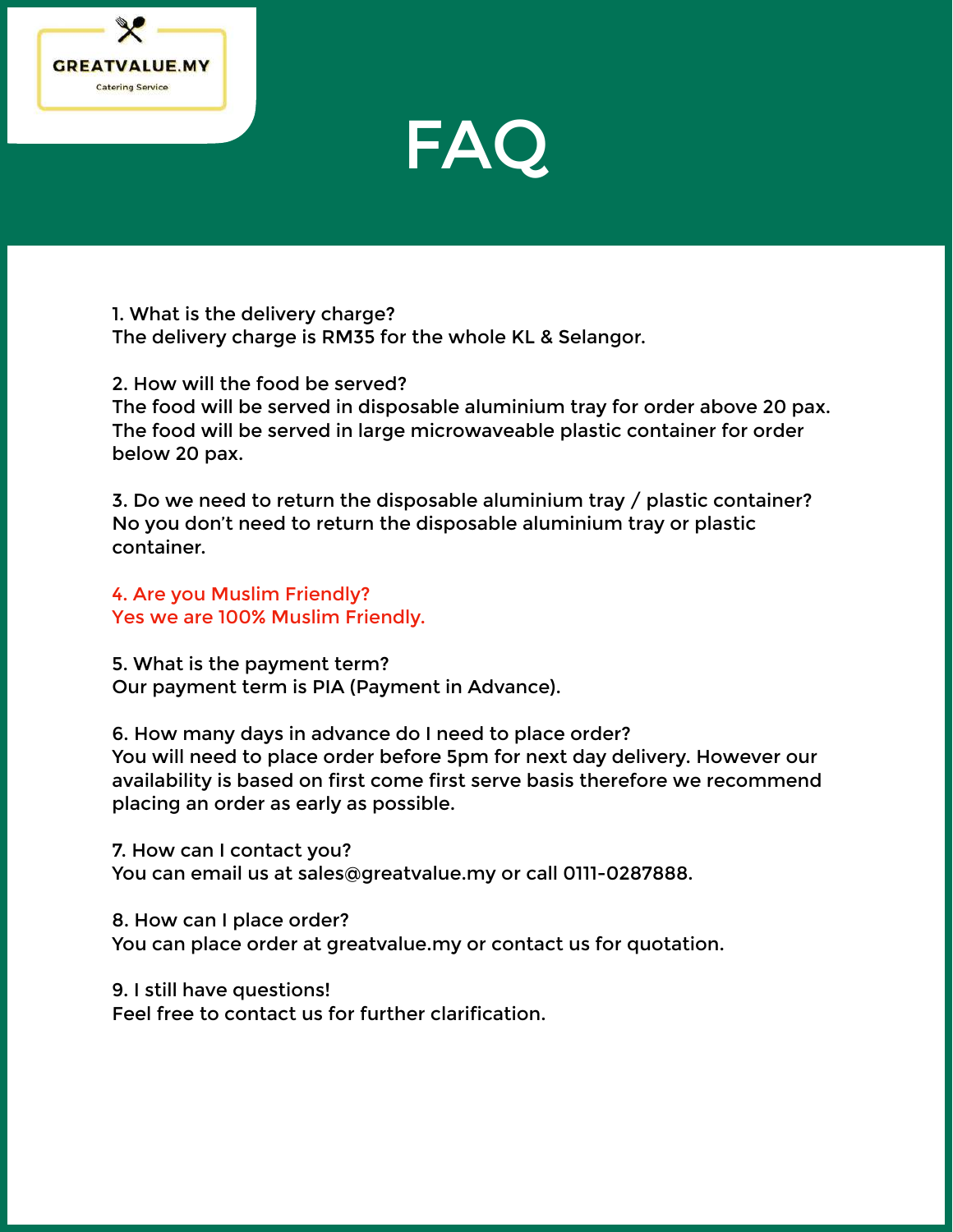GREATVALUE.MY

Catering Service

# FAQ

1. What is the delivery charge?
The delivery charge is RM35 for the whole KL & Selangor.

2. How will the food be served?
The food will be served in disposable aluminium tray for order above 20 pax.
The food will be served in large microwaveable plastic container for order below 20 pax.

3. Do we need to return the disposable aluminium tray / plastic container?
No you don't need to return the disposable aluminium tray or plastic container.

4. Are you Muslim Friendly?
Yes we are 100% Muslim Friendly.

5. What is the payment term?
Our payment term is PIA (Payment in Advance).

6. How many days in advance do I need to place order?
You will need to place order before 5pm for next day delivery. However our availability is based on first come first serve basis therefore we recommend placing an order as early as possible.

7. How can I contact you?
You can email us at sales@greatvalue.my or call 0111-0287888.

8. How can I place order?
You can place order at greatvalue.my or contact us for quotation.

9. I still have questions!
Feel free to contact us for further clarification.